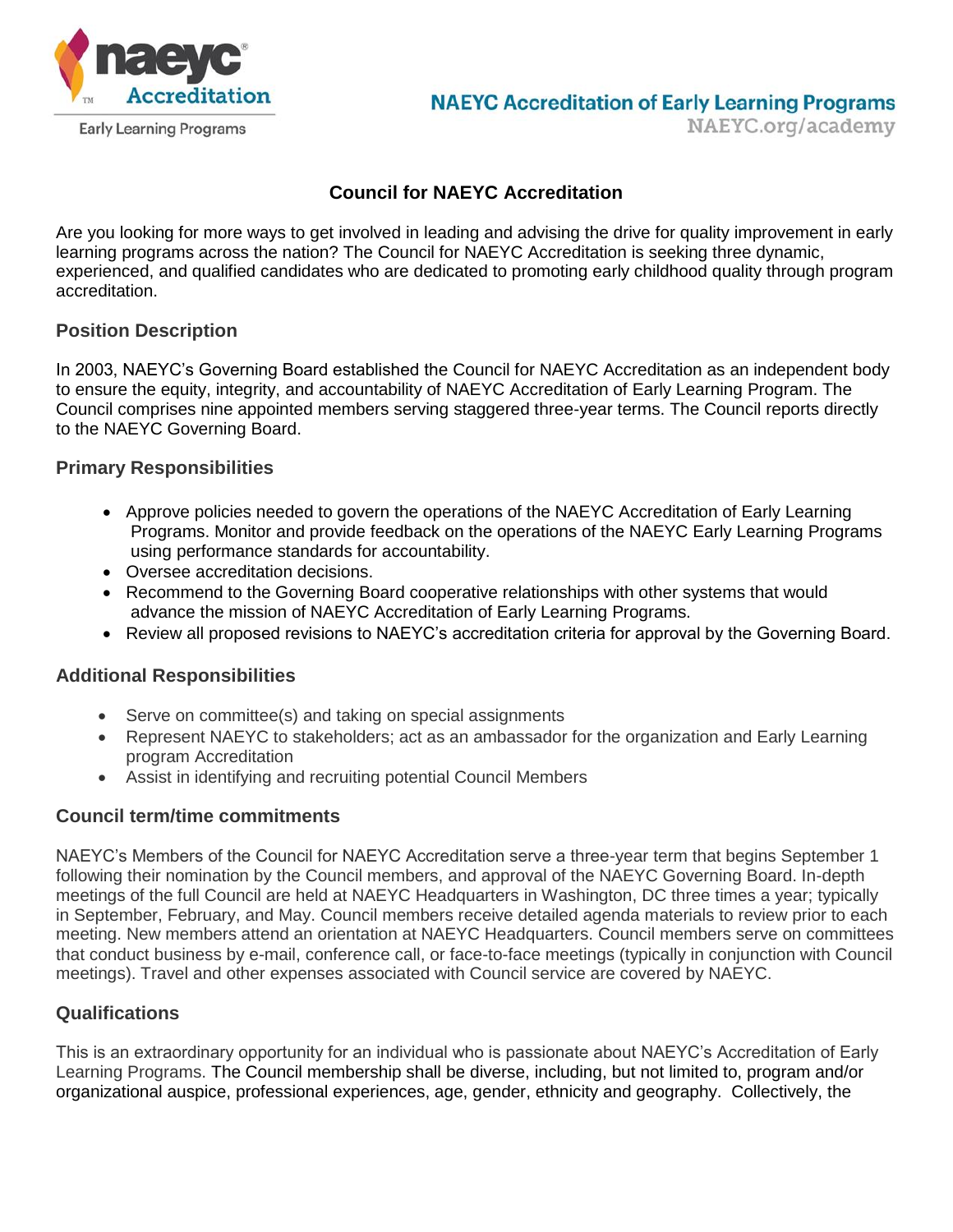NAEYC Accreditation of Early Learning Programs
NAEYC.org/academy

# Council for NAEYC Accreditation

Are you looking for more ways to get involved in leading and advising the drive for quality improvement in early learning programs across the nation? The Council for NAEYC Accreditation is seeking three dynamic, experienced, and qualified candidates who are dedicated to promoting early childhood quality through program accreditation.

## Position Description

In 2003, NAEYC's Governing Board established the Council for NAEYC Accreditation as an independent body to ensure the equity, integrity, and accountability of NAEYC Accreditation of Early Learning Program. The Council comprises nine appointed members serving staggered three-year terms. The Council reports directly to the NAEYC Governing Board.

## Primary Responsibilities

- Approve policies needed to govern the operations of the NAEYC Accreditation of Early Learning Programs. Monitor and provide feedback on the operations of the NAEYC Early Learning Programs using performance standards for accountability.
- Oversee accreditation decisions.
- Recommend to the Governing Board cooperative relationships with other systems that would advance the mission of NAEYC Accreditation of Early Learning Programs.
- Review all proposed revisions to NAEYC's accreditation criteria for approval by the Governing Board.

## Additional Responsibilities

- Serve on committee(s) and taking on special assignments
- Represent NAEYC to stakeholders; act as an ambassador for the organization and Early Learning program Accreditation
- Assist in identifying and recruiting potential Council Members

## Council term/time commitments

NAEYC's Members of the Council for NAEYC Accreditation serve a three-year term that begins September 1 following their nomination by the Council members, and approval of the NAEYC Governing Board. In-depth meetings of the full Council are held at NAEYC Headquarters in Washington, DC three times a year; typically in September, February, and May. Council members receive detailed agenda materials to review prior to each meeting. New members attend an orientation at NAEYC Headquarters. Council members serve on committees that conduct business by e-mail, conference call, or face-to-face meetings (typically in conjunction with Council meetings). Travel and other expenses associated with Council service are covered by NAEYC.

## Qualifications

This is an extraordinary opportunity for an individual who is passionate about NAEYC's Accreditation of Early Learning Programs. The Council membership shall be diverse, including, but not limited to, program and/or organizational auspice, professional experiences, age, gender, ethnicity and geography. Collectively, the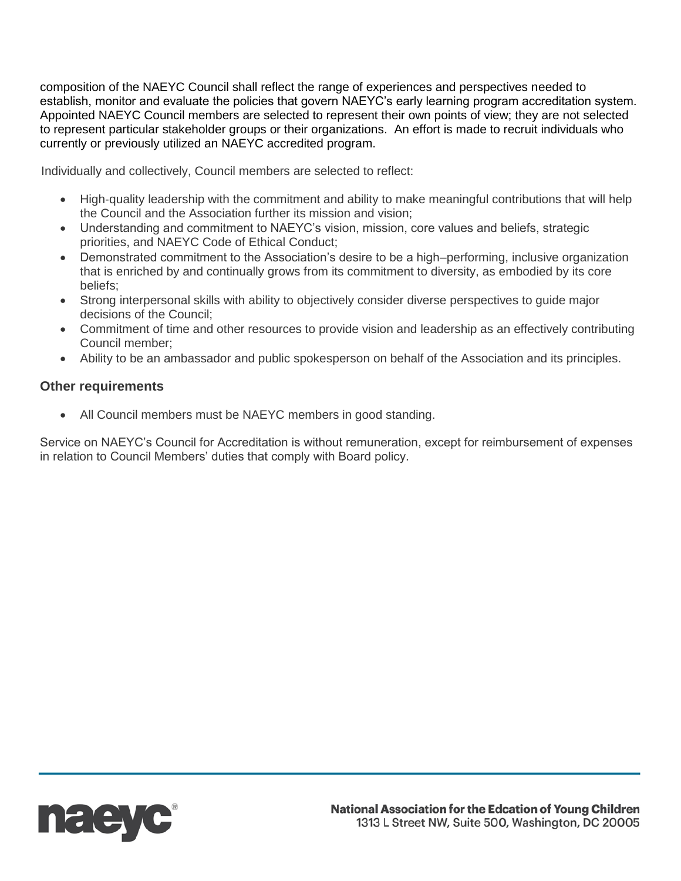composition of the NAEYC Council shall reflect the range of experiences and perspectives needed to establish, monitor and evaluate the policies that govern NAEYC's early learning program accreditation system. Appointed NAEYC Council members are selected to represent their own points of view; they are not selected to represent particular stakeholder groups or their organizations. An effort is made to recruit individuals who currently or previously utilized an NAEYC accredited program.

Individually and collectively, Council members are selected to reflect:

- High-quality leadership with the commitment and ability to make meaningful contributions that will help the Council and the Association further its mission and vision;
- Understanding and commitment to NAEYC's vision, mission, core values and beliefs, strategic priorities, and NAEYC Code of Ethical Conduct;
- Demonstrated commitment to the Association's desire to be a high–performing, inclusive organization that is enriched by and continually grows from its commitment to diversity, as embodied by its core beliefs;
- Strong interpersonal skills with ability to objectively consider diverse perspectives to guide major decisions of the Council;
- Commitment of time and other resources to provide vision and leadership as an effectively contributing Council member;
- Ability to be an ambassador and public spokesperson on behalf of the Association and its principles.

### Other requirements

- All Council members must be NAEYC members in good standing.

Service on NAEYC's Council for Accreditation is without remuneration, except for reimbursement of expenses in relation to Council Members' duties that comply with Board policy.